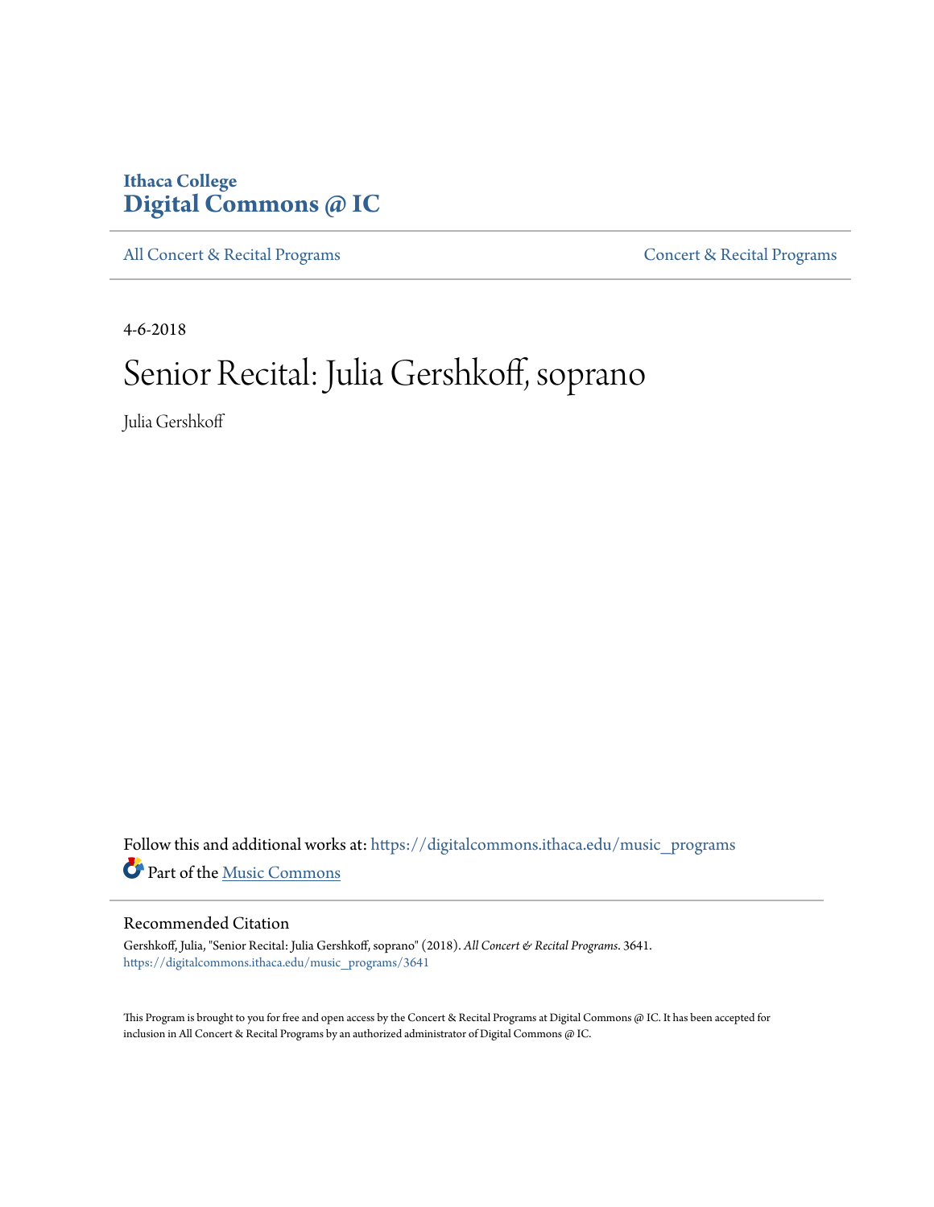Ithaca College
**Digital Commons @ IC**

All Concert & Recital Programs | Concert & Recital Programs

4-6-2018

# Senior Recital: Julia Gershkoff, soprano

Julia Gershkoff

Follow this and additional works at: https://digitalcommons.ithaca.edu/music_programs

Part of the Music Commons

## Recommended Citation

Gershkoff, Julia, "Senior Recital: Julia Gershkoff, soprano" (2018). *All Concert & Recital Programs*. 3641.
https://digitalcommons.ithaca.edu/music_programs/3641

This Program is brought to you for free and open access by the Concert & Recital Programs at Digital Commons @ IC. It has been accepted for inclusion in All Concert & Recital Programs by an authorized administrator of Digital Commons @ IC.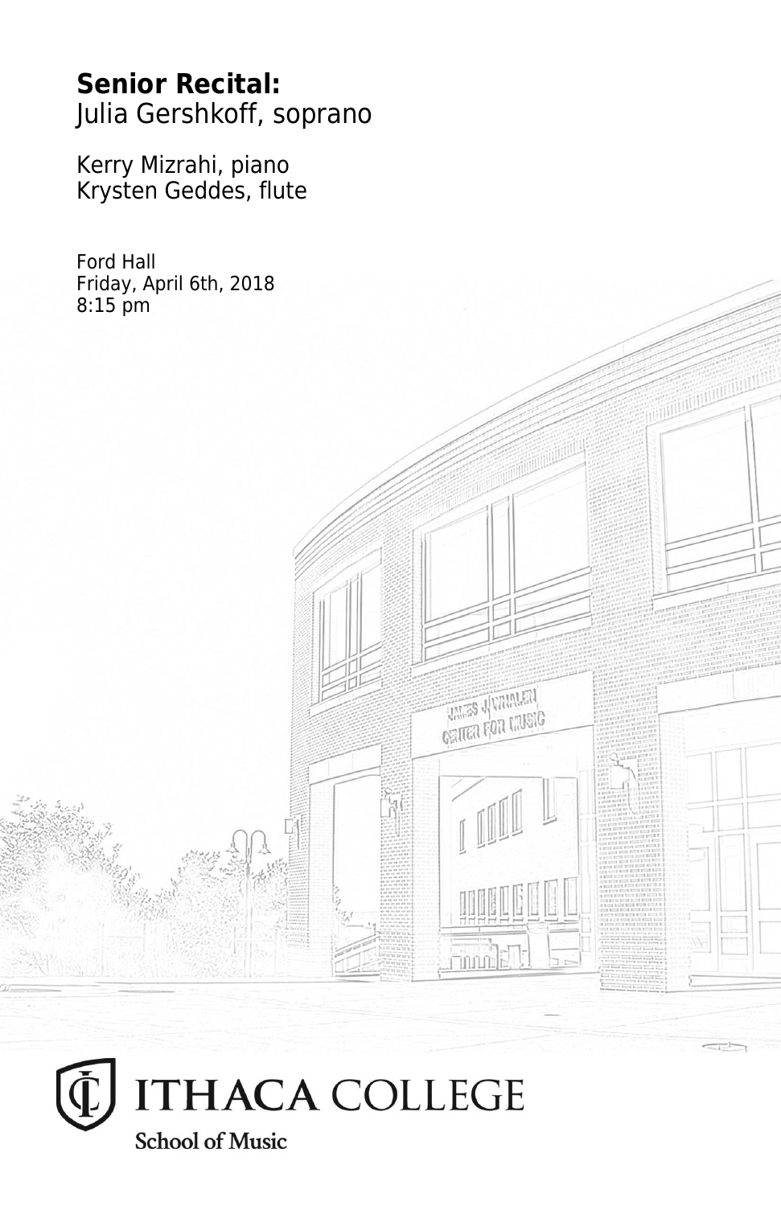**Senior Recital:**
Julia Gershkoff, soprano

Kerry Mizrahi, piano
Krysten Geddes, flute

Ford Hall
Friday, April 6th, 2018
8:15 pm

ITHACA COLLEGE
School of Music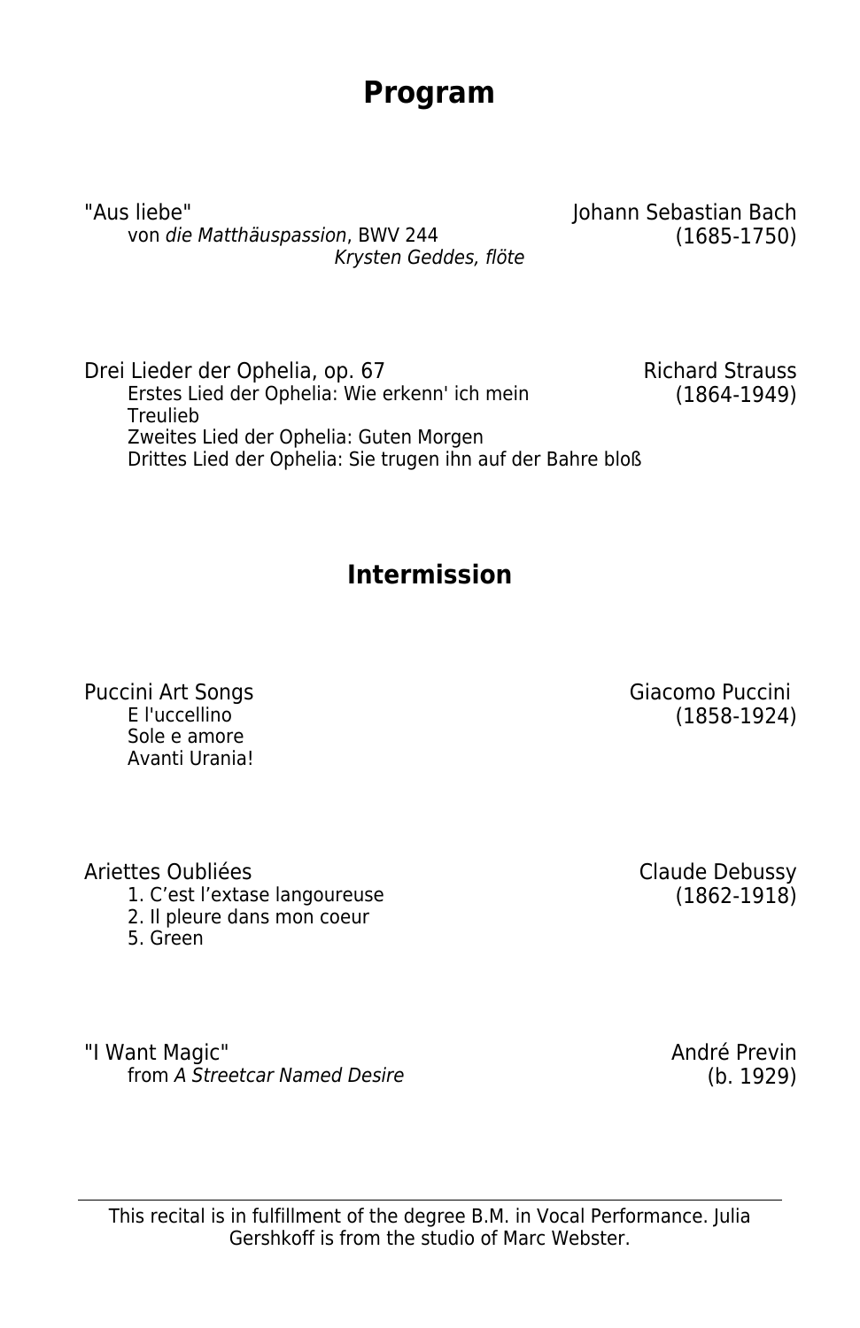# Program

"Aus liebe" — Johann Sebastian Bach (1685-1750)
von *die Matthäuspassion*, BWV 244
*Krysten Geddes, flöte*

Drei Lieder der Ophelia, op. 67 — Richard Strauss (1864-1949)
Erstes Lied der Ophelia: Wie erkenn' ich mein Treulieb
Zweites Lied der Ophelia: Guten Morgen
Drittes Lied der Ophelia: Sie trugen ihn auf der Bahre bloß

## Intermission

Puccini Art Songs — Giacomo Puccini (1858-1924)
E l'uccellino
Sole e amore
Avanti Urania!

Ariettes Oubliées — Claude Debussy (1862-1918)
1. C'est l'extase langoureuse
2. Il pleure dans mon coeur
5. Green

"I Want Magic" — André Previn (b. 1929)
from *A Streetcar Named Desire*

---

This recital is in fulfillment of the degree B.M. in Vocal Performance. Julia Gershkoff is from the studio of Marc Webster.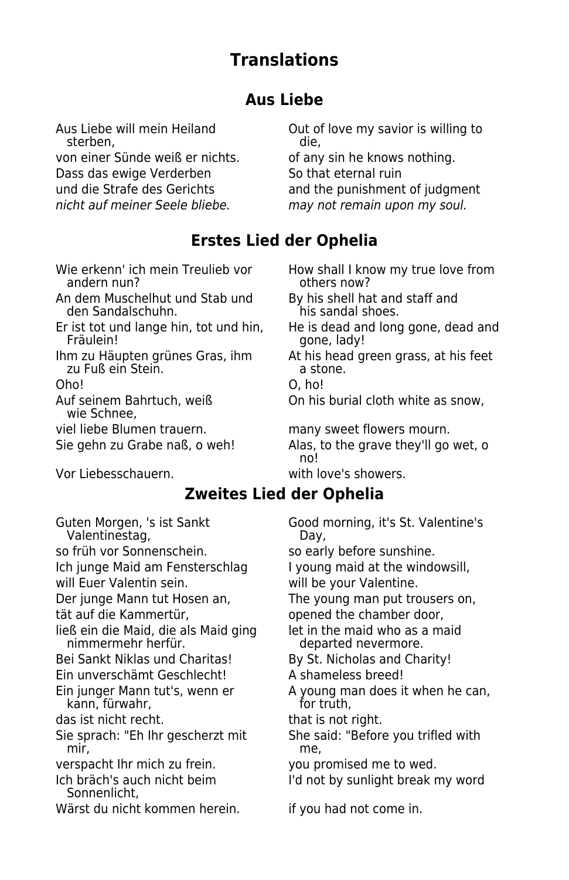# Translations

## Aus Liebe

| | |
|---|---|
| Aus Liebe will mein Heiland sterben, | Out of love my savior is willing to die, |
| von einer Sünde weiß er nichts. | of any sin he knows nothing. |
| Dass das ewige Verderben | So that eternal ruin |
| und die Strafe des Gerichts | and the punishment of judgment |
| *nicht auf meiner Seele bliebe.* | *may not remain upon my soul.* |

## Erstes Lied der Ophelia

| | |
|---|---|
| Wie erkenn' ich mein Treulieb vor andern nun? | How shall I know my true love from others now? |
| An dem Muschelhut und Stab und den Sandalschuhn. | By his shell hat and staff and his sandal shoes. |
| Er ist tot und lange hin, tot und hin, Fräulein! | He is dead and long gone, dead and gone, lady! |
| Ihm zu Häupten grünes Gras, ihm zu Fuß ein Stein. | At his head green grass, at his feet a stone. |
| Oho! | O, ho! |
| Auf seinem Bahrtuch, weiß wie Schnee, | On his burial cloth white as snow, |
| viel liebe Blumen trauern. | many sweet flowers mourn. |
| Sie gehn zu Grabe naß, o weh! | Alas, to the grave they'll go wet, o no! |
| Vor Liebesschauern. | with love's showers. |

## Zweites Lied der Ophelia

| | |
|---|---|
| Guten Morgen, 's ist Sankt Valentinestag, | Good morning, it's St. Valentine's Day, |
| so früh vor Sonnenschein. | so early before sunshine. |
| Ich junge Maid am Fensterschlag | I young maid at the windowsill, |
| will Euer Valentin sein. | will be your Valentine. |
| Der junge Mann tut Hosen an, | The young man put trousers on, |
| tät auf die Kammertür, | opened the chamber door, |
| ließ ein die Maid, die als Maid ging nimmermehr herfür. | let in the maid who as a maid departed nevermore. |
| Bei Sankt Niklas und Charitas! | By St. Nicholas and Charity! |
| Ein unverschämt Geschlecht! | A shameless breed! |
| Ein junger Mann tut's, wenn er kann, fürwahr, | A young man does it when he can, for truth, |
| das ist nicht recht. | that is not right. |
| Sie sprach: "Eh Ihr gescherzt mit mir, | She said: "Before you trifled with me, |
| verspacht Ihr mich zu frein. | you promised me to wed. |
| Ich bräch's auch nicht beim Sonnenlicht, | I'd not by sunlight break my word |
| Wärst du nicht kommen herein. | if you had not come in. |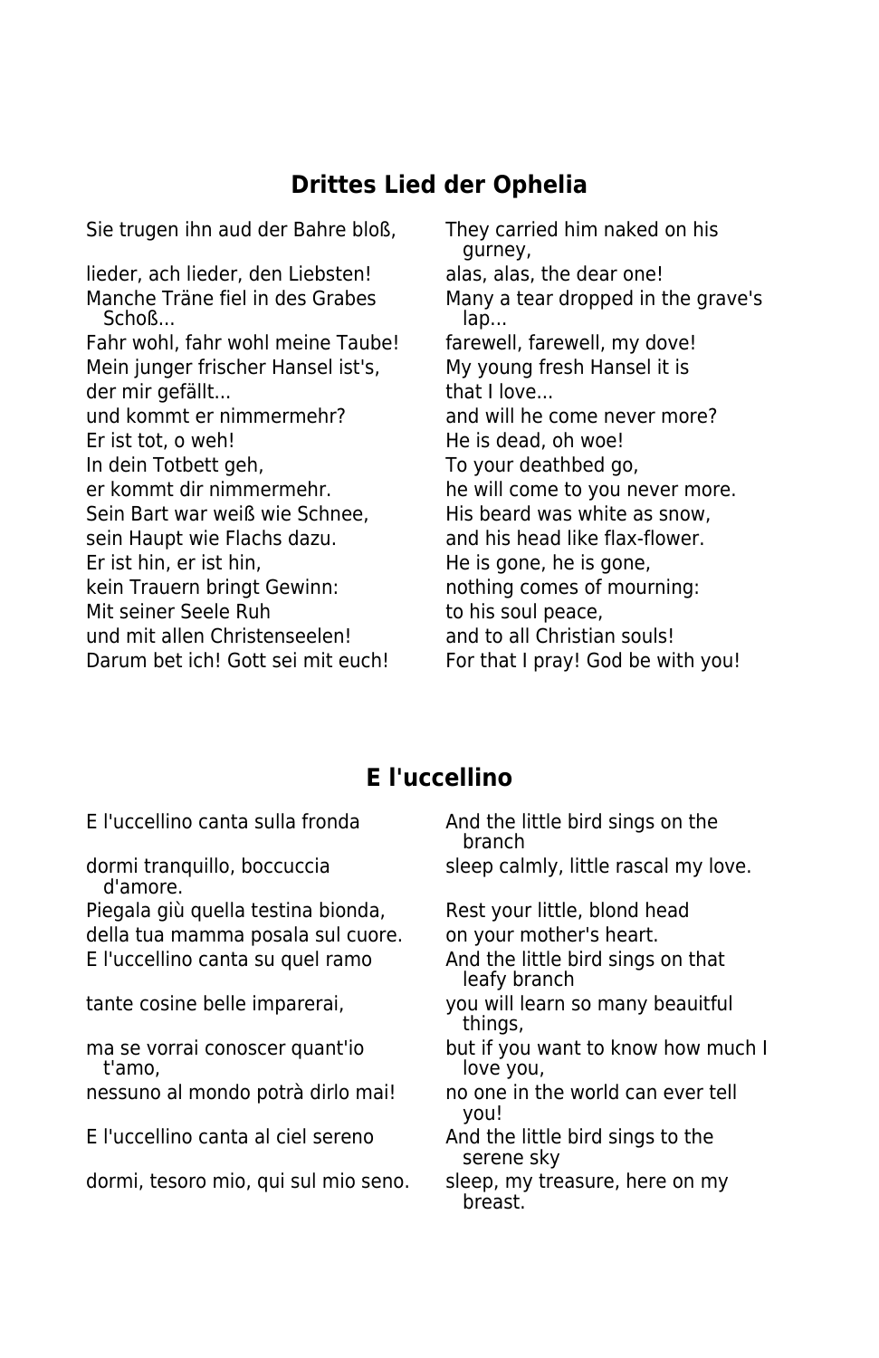## Drittes Lied der Ophelia

| | |
|---|---|
| Sie trugen ihn aud der Bahre bloß, | They carried him naked on his gurney, |
| lieder, ach lieder, den Liebsten! | alas, alas, the dear one! |
| Manche Träne fiel in des Grabes Schoß... | Many a tear dropped in the grave's lap... |
| Fahr wohl, fahr wohl meine Taube! | farewell, farewell, my dove! |
| Mein junger frischer Hansel ist's, | My young fresh Hansel it is |
| der mir gefällt... | that I love... |
| und kommt er nimmermehr? | and will he come never more? |
| Er ist tot, o weh! | He is dead, oh woe! |
| In dein Totbett geh, | To your deathbed go, |
| er kommt dir nimmermehr. | he will come to you never more. |
| Sein Bart war weiß wie Schnee, | His beard was white as snow, |
| sein Haupt wie Flachs dazu. | and his head like flax-flower. |
| Er ist hin, er ist hin, | He is gone, he is gone, |
| kein Trauern bringt Gewinn: | nothing comes of mourning: |
| Mit seiner Seele Ruh | to his soul peace, |
| und mit allen Christenseelen! | and to all Christian souls! |
| Darum bet ich! Gott sei mit euch! | For that I pray! God be with you! |

## E l'uccellino

| | |
|---|---|
| E l'uccellino canta sulla fronda | And the little bird sings on the branch |
| dormi tranquillo, boccuccia d'amore. | sleep calmly, little rascal my love. |
| Piegala giù quella testina bionda, | Rest your little, blond head |
| della tua mamma posala sul cuore. | on your mother's heart. |
| E l'uccellino canta su quel ramo | And the little bird sings on that leafy branch |
| tante cosine belle imparerai, | you will learn so many beauitful things, |
| ma se vorrai conoscer quant'io t'amo, | but if you want to know how much I love you, |
| nessuno al mondo potrà dirlo mai! | no one in the world can ever tell you! |
| E l'uccellino canta al ciel sereno | And the little bird sings to the serene sky |
| dormi, tesoro mio, qui sul mio seno. | sleep, my treasure, here on my breast. |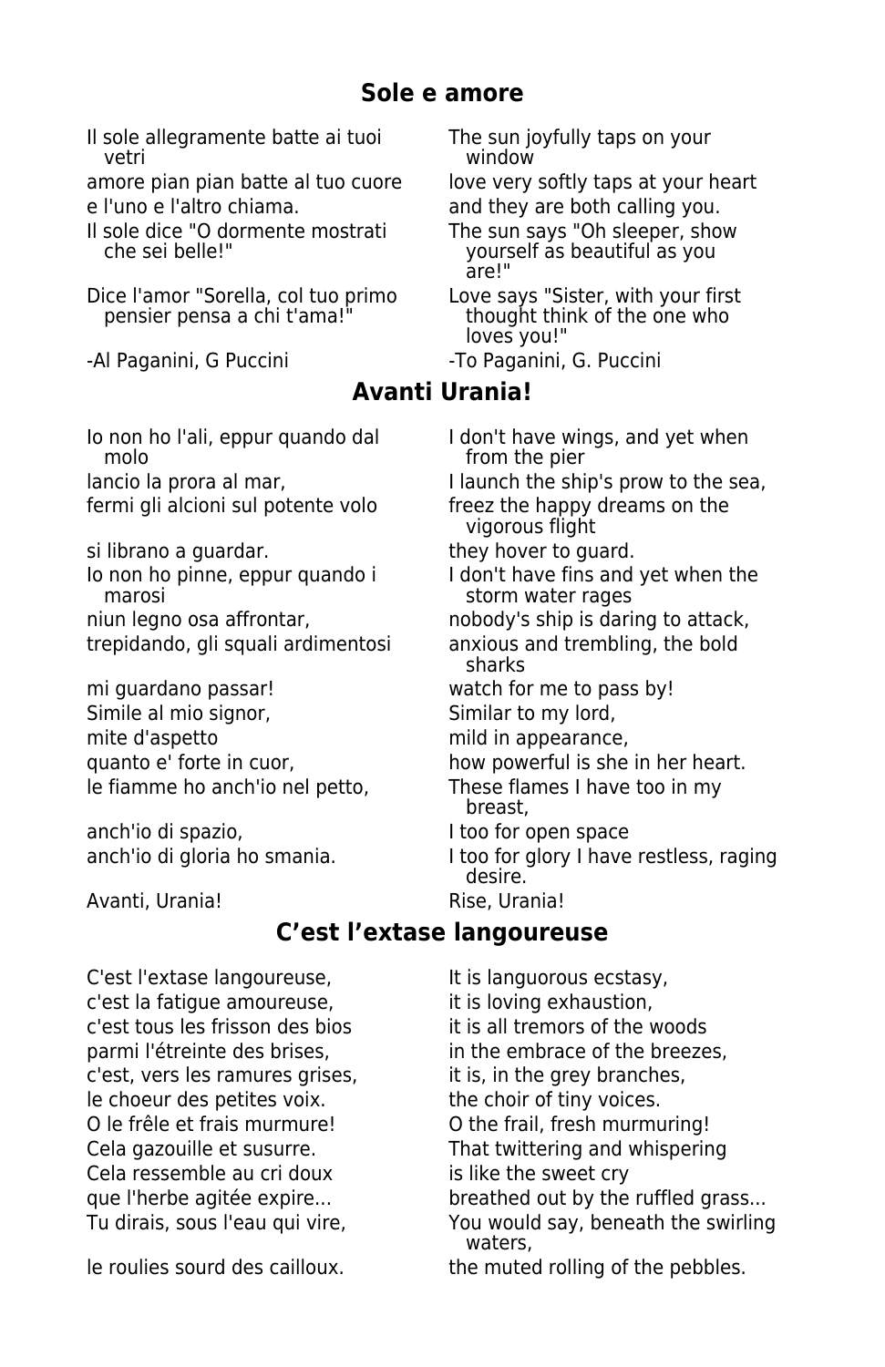## Sole e amore

| | |
|---|---|
| Il sole allegramente batte ai tuoi vetri | The sun joyfully taps on your window |
| amore pian pian batte al tuo cuore | love very softly taps at your heart |
| e l'uno e l'altro chiama. | and they are both calling you. |
| Il sole dice "O dormente mostrati che sei belle!" | The sun says "Oh sleeper, show yourself as beautiful as you are!" |
| Dice l'amor "Sorella, col tuo primo pensier pensa a chi t'ama!" | Love says "Sister, with your first thought think of the one who loves you!" |
| -Al Paganini, G Puccini | -To Paganini, G. Puccini |

## Avanti Urania!

| | |
|---|---|
| Io non ho l'ali, eppur quando dal molo | I don't have wings, and yet when from the pier |
| lancio la prora al mar, | I launch the ship's prow to the sea, |
| fermi gli alcioni sul potente volo | freez the happy dreams on the vigorous flight |
| si librano a guardar. | they hover to guard. |
| Io non ho pinne, eppur quando i marosi | I don't have fins and yet when the storm water rages |
| niun legno osa affrontar, | nobody's ship is daring to attack, |
| trepidando, gli squali ardimentosi | anxious and trembling, the bold sharks |
| mi guardano passar! | watch for me to pass by! |
| Simile al mio signor, | Similar to my lord, |
| mite d'aspetto | mild in appearance, |
| quanto e' forte in cuor, | how powerful is she in her heart. |
| le fiamme ho anch'io nel petto, | These flames I have too in my breast, |
| anch'io di spazio, | I too for open space |
| anch'io di gloria ho smania. | I too for glory I have restless, raging desire. |
| Avanti, Urania! | Rise, Urania! |

## C'est l'extase langoureuse

| | |
|---|---|
| C'est l'extase langoureuse, | It is languorous ecstasy, |
| c'est la fatigue amoureuse, | it is loving exhaustion, |
| c'est tous les frisson des bios | it is all tremors of the woods |
| parmi l'étreinte des brises, | in the embrace of the breezes, |
| c'est, vers les ramures grises, | it is, in the grey branches, |
| le choeur des petites voix. | the choir of tiny voices. |
| O le frêle et frais murmure! | O the frail, fresh murmuring! |
| Cela gazouille et susurre. | That twittering and whispering |
| Cela ressemble au cri doux | is like the sweet cry |
| que l'herbe agitée expire... | breathed out by the ruffled grass... |
| Tu dirais, sous l'eau qui vire, | You would say, beneath the swirling waters, |
| le roulies sourd des cailloux. | the muted rolling of the pebbles. |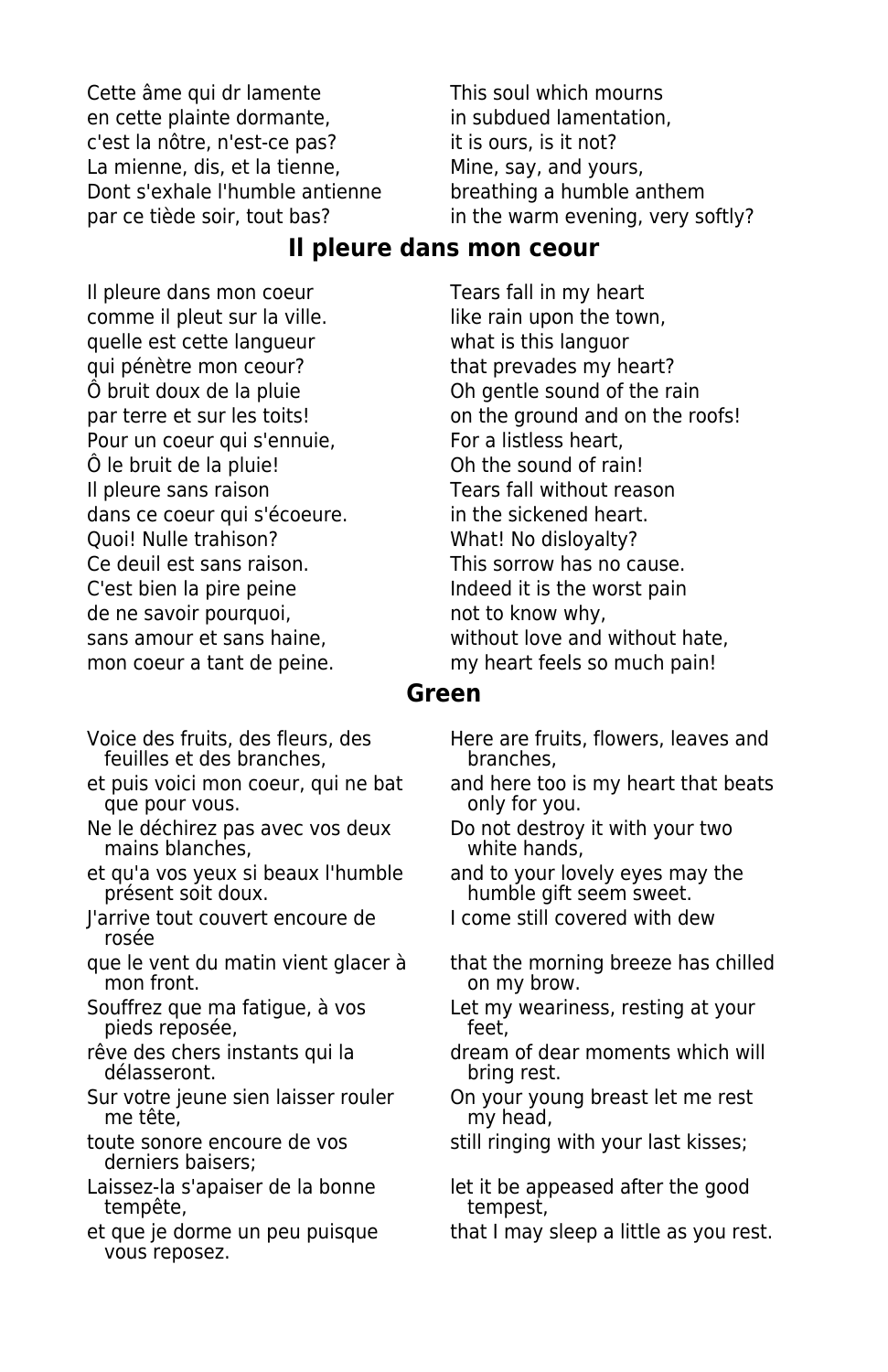| | |
|---|---|
| Cette âme qui dr lamente | This soul which mourns |
| en cette plainte dormante, | in subdued lamentation, |
| c'est la nôtre, n'est-ce pas? | it is ours, is it not? |
| La mienne, dis, et la tienne, | Mine, say, and yours, |
| Dont s'exhale l'humble antienne | breathing a humble anthem |
| par ce tiède soir, tout bas? | in the warm evening, very softly? |

## Il pleure dans mon ceour

| | |
|---|---|
| Il pleure dans mon coeur | Tears fall in my heart |
| comme il pleut sur la ville. | like rain upon the town, |
| quelle est cette langueur | what is this languor |
| qui pénètre mon ceour? | that prevades my heart? |
| Ô bruit doux de la pluie | Oh gentle sound of the rain |
| par terre et sur les toits! | on the ground and on the roofs! |
| Pour un coeur qui s'ennuie, | For a listless heart, |
| Ô le bruit de la pluie! | Oh the sound of rain! |
| Il pleure sans raison | Tears fall without reason |
| dans ce coeur qui s'écoeure. | in the sickened heart. |
| Quoi! Nulle trahison? | What! No disloyalty? |
| Ce deuil est sans raison. | This sorrow has no cause. |
| C'est bien la pire peine | Indeed it is the worst pain |
| de ne savoir pourquoi, | not to know why, |
| sans amour et sans haine, | without love and without hate, |
| mon coeur a tant de peine. | my heart feels so much pain! |

## Green

| | |
|---|---|
| Voice des fruits, des fleurs, des feuilles et des branches, | Here are fruits, flowers, leaves and branches, |
| et puis voici mon coeur, qui ne bat que pour vous. | and here too is my heart that beats only for you. |
| Ne le déchirez pas avec vos deux mains blanches, | Do not destroy it with your two white hands, |
| et qu'a vos yeux si beaux l'humble présent soit doux. | and to your lovely eyes may the humble gift seem sweet. |
| J'arrive tout couvert encoure de rosée | I come still covered with dew |
| que le vent du matin vient glacer à mon front. | that the morning breeze has chilled on my brow. |
| Souffrez que ma fatigue, à vos pieds reposée, | Let my weariness, resting at your feet, |
| rêve des chers instants qui la délasseront. | dream of dear moments which will bring rest. |
| Sur votre jeune sien laisser rouler me tête, | On your young breast let me rest my head, |
| toute sonore encoure de vos derniers baisers; | still ringing with your last kisses; |
| Laissez-la s'apaiser de la bonne tempête, | let it be appeased after the good tempest, |
| et que je dorme un peu puisque vous reposez. | that I may sleep a little as you rest. |